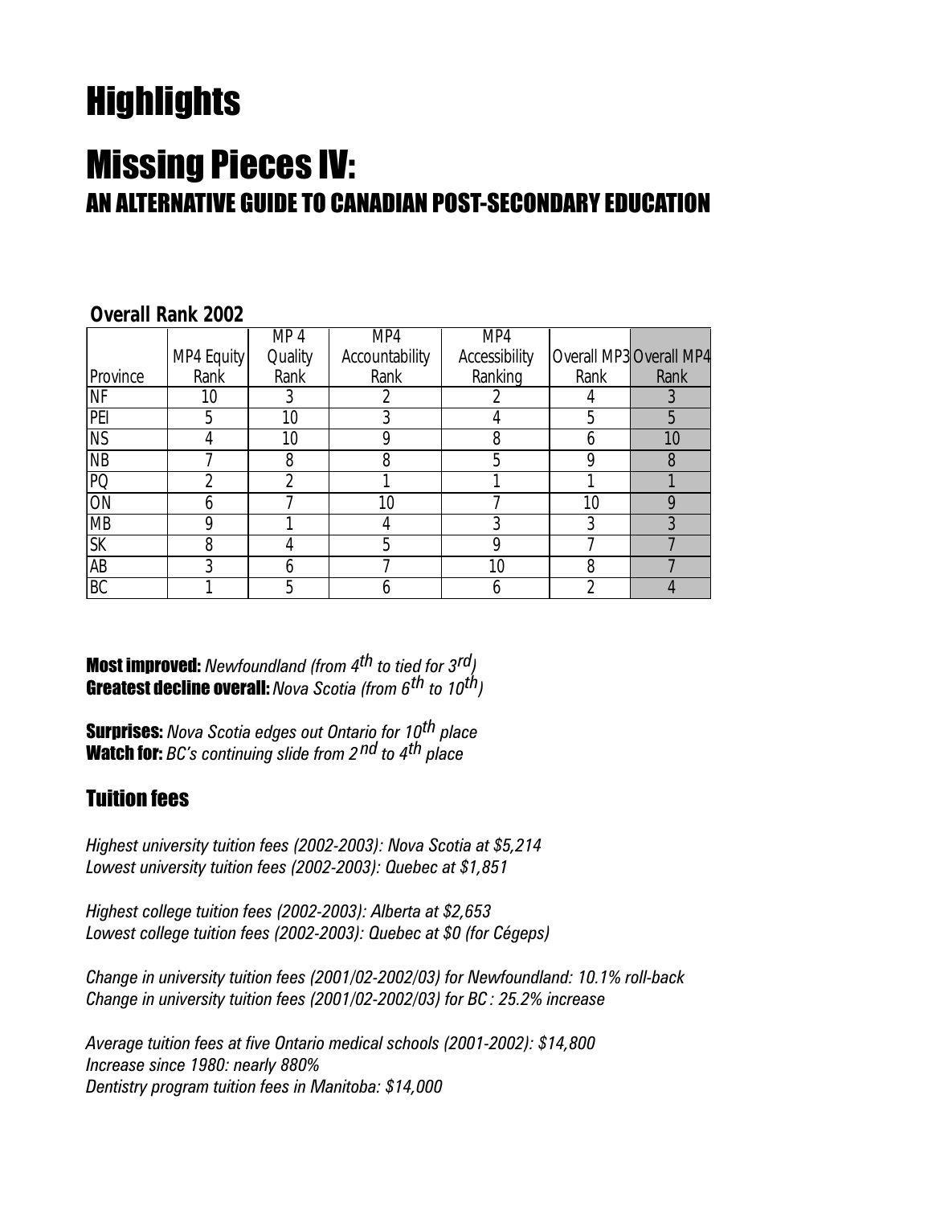# Highlights

# Missing Pieces IV:

## AN ALTERNATIVE GUIDE TO CANADIAN POST-SECONDARY EDUCATION

**Overall Rank 2002**

| Province | MP4 Equity Rank | MP 4 Quality Rank | MP4 Accountability Rank | MP4 Accessibility Ranking | Overall MP3 Rank | Overall MP4 Rank |
|---|---|---|---|---|---|---|
| NF | 10 | 3 | 2 | 2 | 4 | 3 |
| PEI | 5 | 10 | 3 | 4 | 5 | 5 |
| NS | 4 | 10 | 9 | 8 | 6 | 10 |
| NB | 7 | 8 | 8 | 5 | 9 | 8 |
| PQ | 2 | 2 | 1 | 1 | 1 | 1 |
| ON | 6 | 7 | 10 | 7 | 10 | 9 |
| MB | 9 | 1 | 4 | 3 | 3 | 3 |
| SK | 8 | 4 | 5 | 9 | 7 | 7 |
| AB | 3 | 6 | 7 | 10 | 8 | 7 |
| BC | 1 | 5 | 6 | 6 | 2 | 4 |

**Most improved:** *Newfoundland (from 4th to tied for 3rd)*
**Greatest decline overall:** *Nova Scotia (from 6th to 10th)*

**Surprises:** *Nova Scotia edges out Ontario for 10th place*
**Watch for:** *BC's continuing slide from 2nd to 4th place*

## Tuition fees

*Highest university tuition fees (2002-2003): Nova Scotia at $5,214*
*Lowest university tuition fees (2002-2003): Quebec at $1,851*

*Highest college tuition fees (2002-2003): Alberta at $2,653*
*Lowest college tuition fees (2002-2003): Quebec at $0 (for Cégeps)*

*Change in university tuition fees (2001/02-2002/03) for Newfoundland: 10.1% roll-back*
*Change in university tuition fees (2001/02-2002/03) for BC : 25.2% increase*

*Average tuition fees at five Ontario medical schools (2001-2002): $14,800*
*Increase since 1980: nearly 880%*
*Dentistry program tuition fees in Manitoba: $14,000*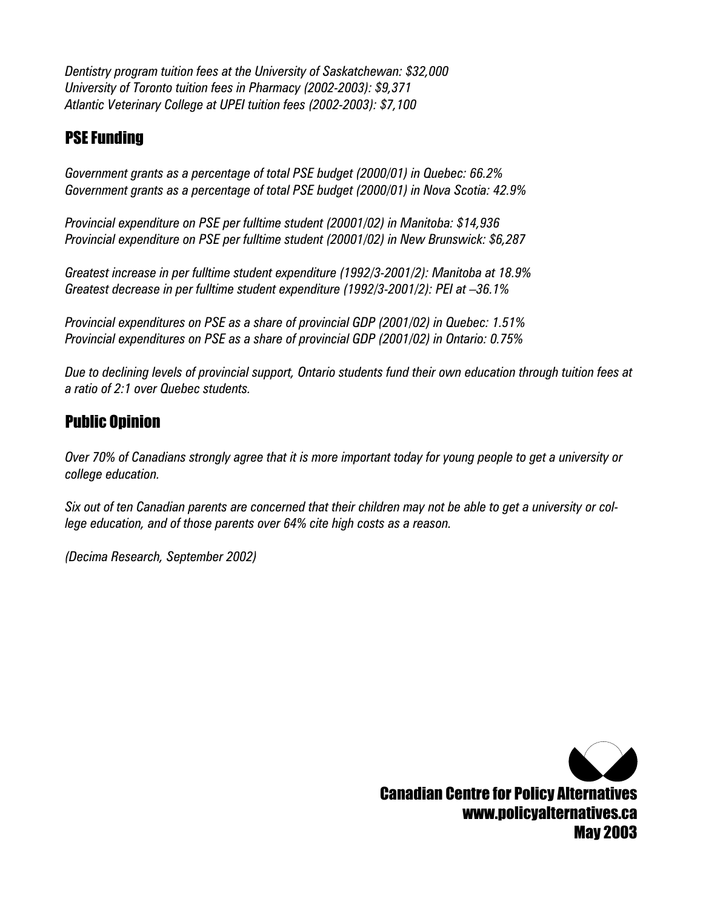*Dentistry program tuition fees at the University of Saskatchewan: $32,000*
*University of Toronto tuition fees in Pharmacy (2002-2003): $9,371*
*Atlantic Veterinary College at UPEI tuition fees (2002-2003): $7,100*

## PSE Funding

*Government grants as a percentage of total PSE budget (2000/01) in Quebec: 66.2%*
*Government grants as a percentage of total PSE budget (2000/01) in Nova Scotia: 42.9%*

*Provincial expenditure on PSE per fulltime student (20001/02) in Manitoba: $14,936*
*Provincial expenditure on PSE per fulltime student (20001/02) in New Brunswick: $6,287*

*Greatest increase in per fulltime student expenditure (1992/3-2001/2): Manitoba at 18.9%*
*Greatest decrease in per fulltime student expenditure (1992/3-2001/2): PEI at –36.1%*

*Provincial expenditures on PSE as a share of provincial GDP (2001/02) in Quebec: 1.51%*
*Provincial expenditures on PSE as a share of provincial GDP (2001/02) in Ontario: 0.75%*

*Due to declining levels of provincial support, Ontario students fund their own education through tuition fees at a ratio of 2:1 over Quebec students.*

## Public Opinion

*Over 70% of Canadians strongly agree that it is more important today for young people to get a university or college education.*

*Six out of ten Canadian parents are concerned that their children may not be able to get a university or college education, and of those parents over 64% cite high costs as a reason.*

*(Decima Research, September 2002)*

**Canadian Centre for Policy Alternatives**
**www.policyalternatives.ca**
**May 2003**